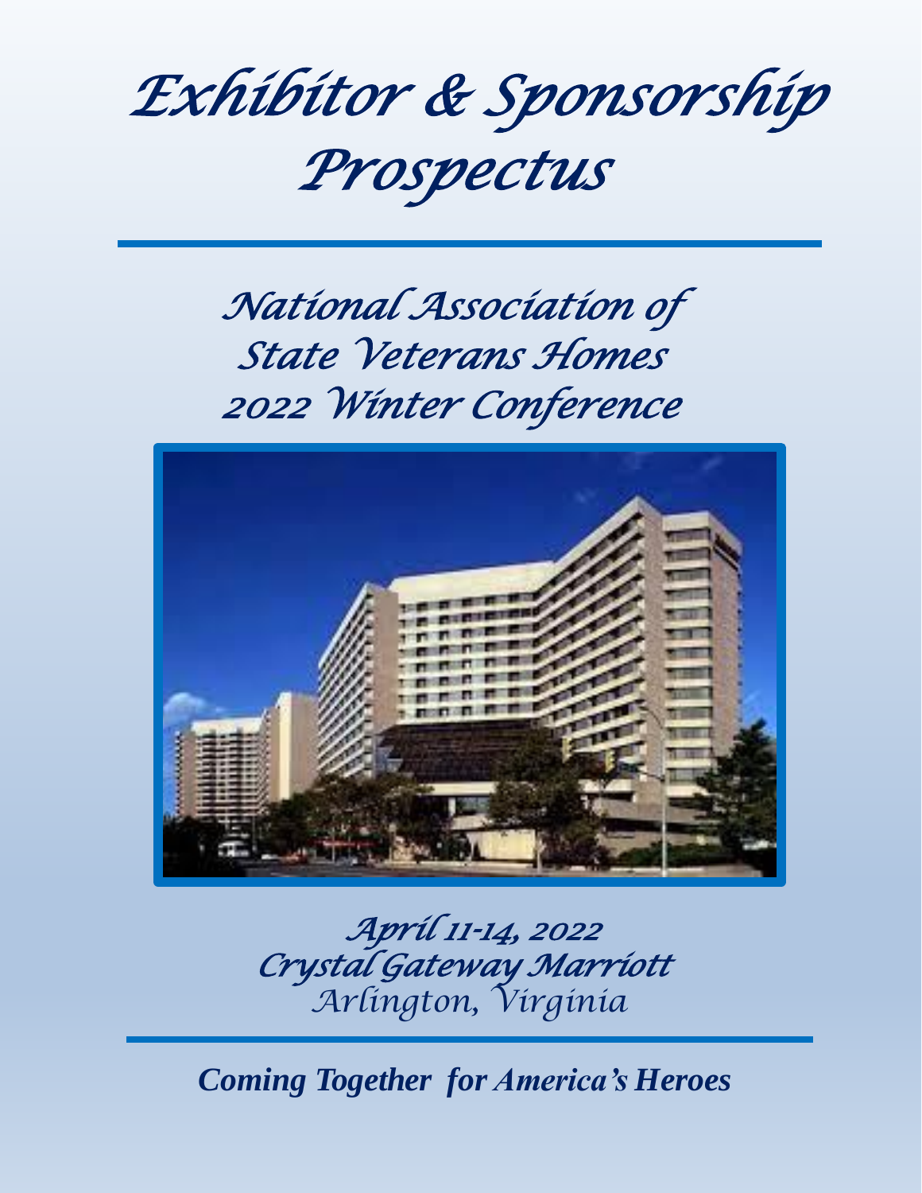# Exhibitor & Sponsorship Prospectus

## National Association of State Veterans Homes 2022 Winter Conference

April 11-14, 2022
Crystal Gateway Marriott
Arlington, Virginia

***Coming Together for America's Heroes***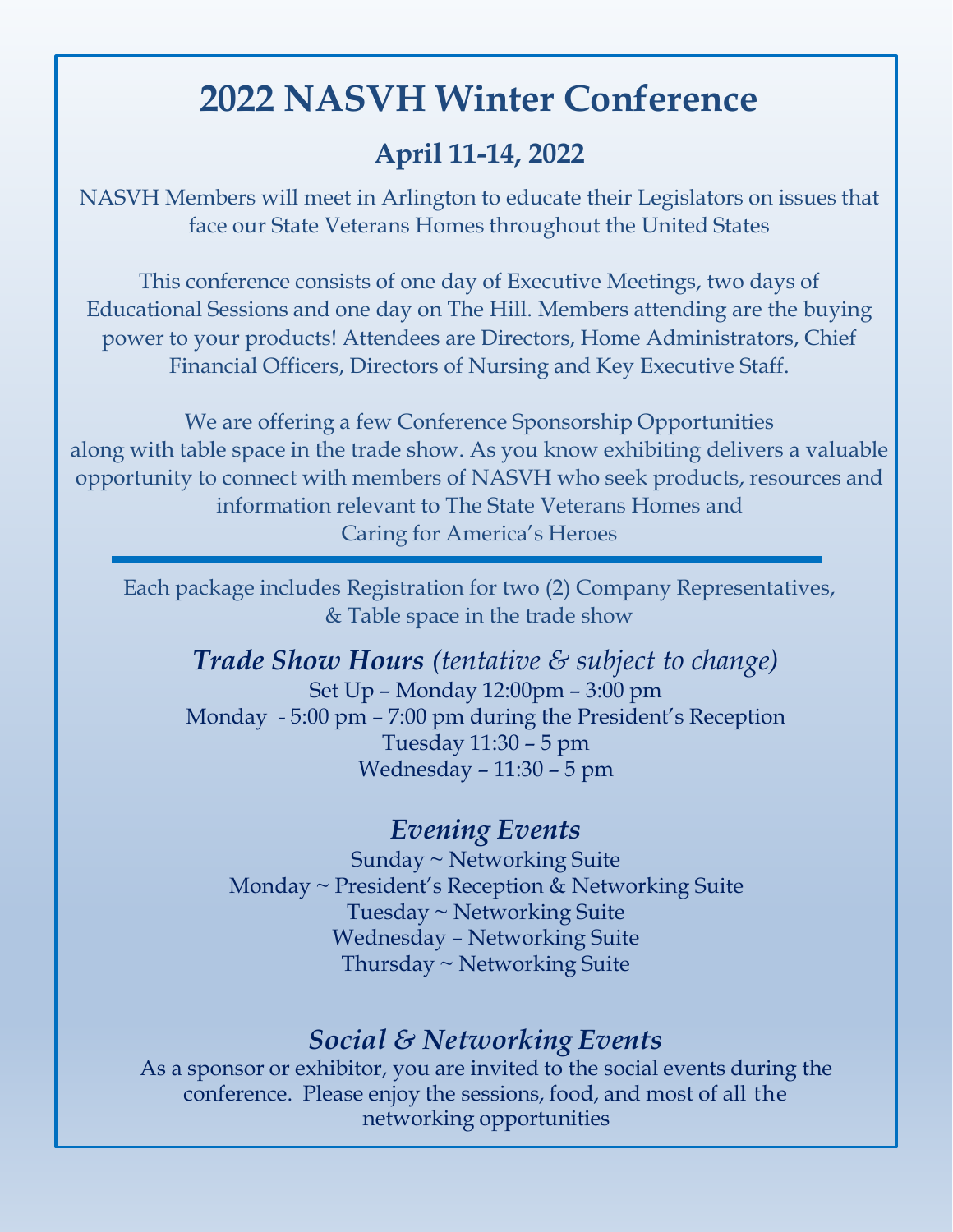# 2022 NASVH Winter Conference

## April 11-14, 2022

NASVH Members will meet in Arlington to educate their Legislators on issues that face our State Veterans Homes throughout the United States

This conference consists of one day of Executive Meetings, two days of Educational Sessions and one day on The Hill. Members attending are the buying power to your products! Attendees are Directors, Home Administrators, Chief Financial Officers, Directors of Nursing and Key Executive Staff.

We are offering a few Conference Sponsorship Opportunities along with table space in the trade show. As you know exhibiting delivers a valuable opportunity to connect with members of NASVH who seek products, resources and information relevant to The State Veterans Homes and Caring for America's Heroes

---

Each package includes Registration for two (2) Company Representatives, & Table space in the trade show

### *Trade Show Hours (tentative & subject to change)*

Set Up – Monday 12:00pm – 3:00 pm
Monday - 5:00 pm – 7:00 pm during the President's Reception
Tuesday 11:30 – 5 pm
Wednesday – 11:30 – 5 pm

### *Evening Events*

Sunday ~ Networking Suite
Monday ~ President's Reception & Networking Suite
Tuesday ~ Networking Suite
Wednesday – Networking Suite
Thursday ~ Networking Suite

### *Social & Networking Events*

As a sponsor or exhibitor, you are invited to the social events during the conference. Please enjoy the sessions, food, and most of all the networking opportunities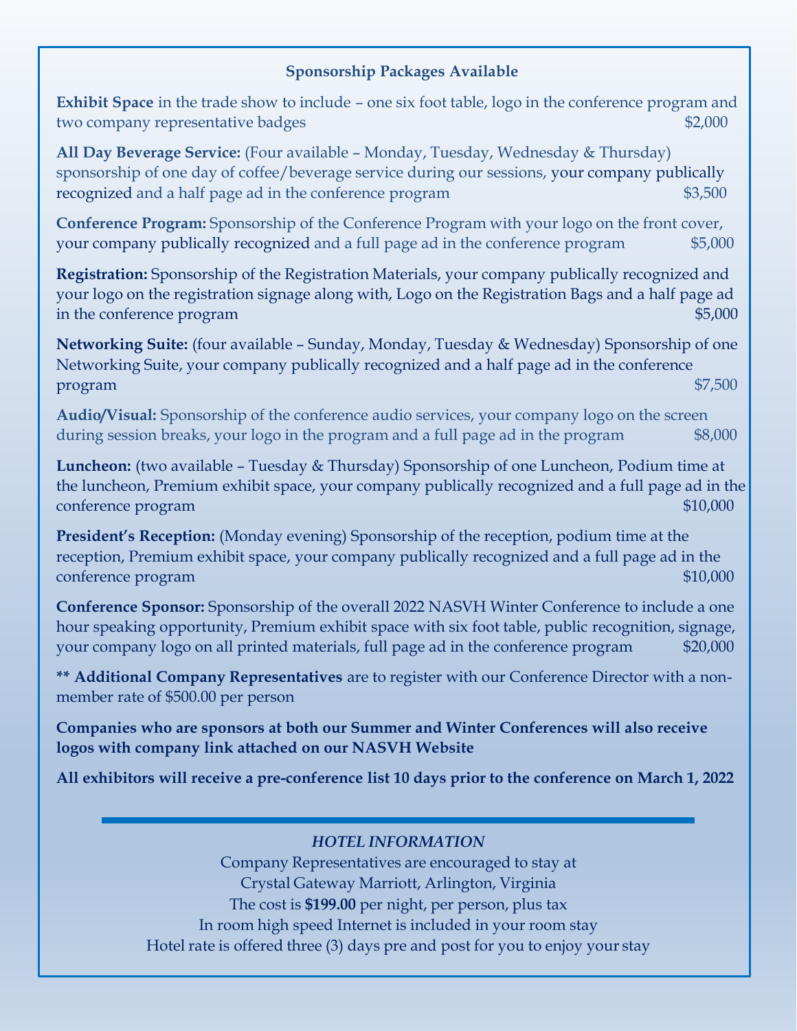## Sponsorship Packages Available

**Exhibit Space** in the trade show to include – one six foot table, logo in the conference program and two company representative badges $2,000

**All Day Beverage Service:** (Four available – Monday, Tuesday, Wednesday & Thursday) sponsorship of one day of coffee/beverage service during our sessions, your company publically recognized and a half page ad in the conference program $3,500

**Conference Program:** Sponsorship of the Conference Program with your logo on the front cover, your company publically recognized and a full page ad in the conference program $5,000

**Registration:** Sponsorship of the Registration Materials, your company publically recognized and your logo on the registration signage along with, Logo on the Registration Bags and a half page ad in the conference program $5,000

**Networking Suite:** (four available – Sunday, Monday, Tuesday & Wednesday) Sponsorship of one Networking Suite, your company publically recognized and a half page ad in the conference program $7,500

**Audio/Visual:** Sponsorship of the conference audio services, your company logo on the screen during session breaks, your logo in the program and a full page ad in the program $8,000

**Luncheon:** (two available – Tuesday & Thursday) Sponsorship of one Luncheon, Podium time at the luncheon, Premium exhibit space, your company publically recognized and a full page ad in the conference program $10,000

**President's Reception:** (Monday evening) Sponsorship of the reception, podium time at the reception, Premium exhibit space, your company publically recognized and a full page ad in the conference program $10,000

**Conference Sponsor:** Sponsorship of the overall 2022 NASVH Winter Conference to include a one hour speaking opportunity, Premium exhibit space with six foot table, public recognition, signage, your company logo on all printed materials, full page ad in the conference program $20,000

**\*\* Additional Company Representatives** are to register with our Conference Director with a non-member rate of $500.00 per person

**Companies who are sponsors at both our Summer and Winter Conferences will also receive logos with company link attached on our NASVH Website**

**All exhibitors will receive a pre-conference list 10 days prior to the conference on March 1, 2022**

---

*HOTEL INFORMATION*

Company Representatives are encouraged to stay at
Crystal Gateway Marriott, Arlington, Virginia
The cost is **$199.00** per night, per person, plus tax
In room high speed Internet is included in your room stay
Hotel rate is offered three (3) days pre and post for you to enjoy your stay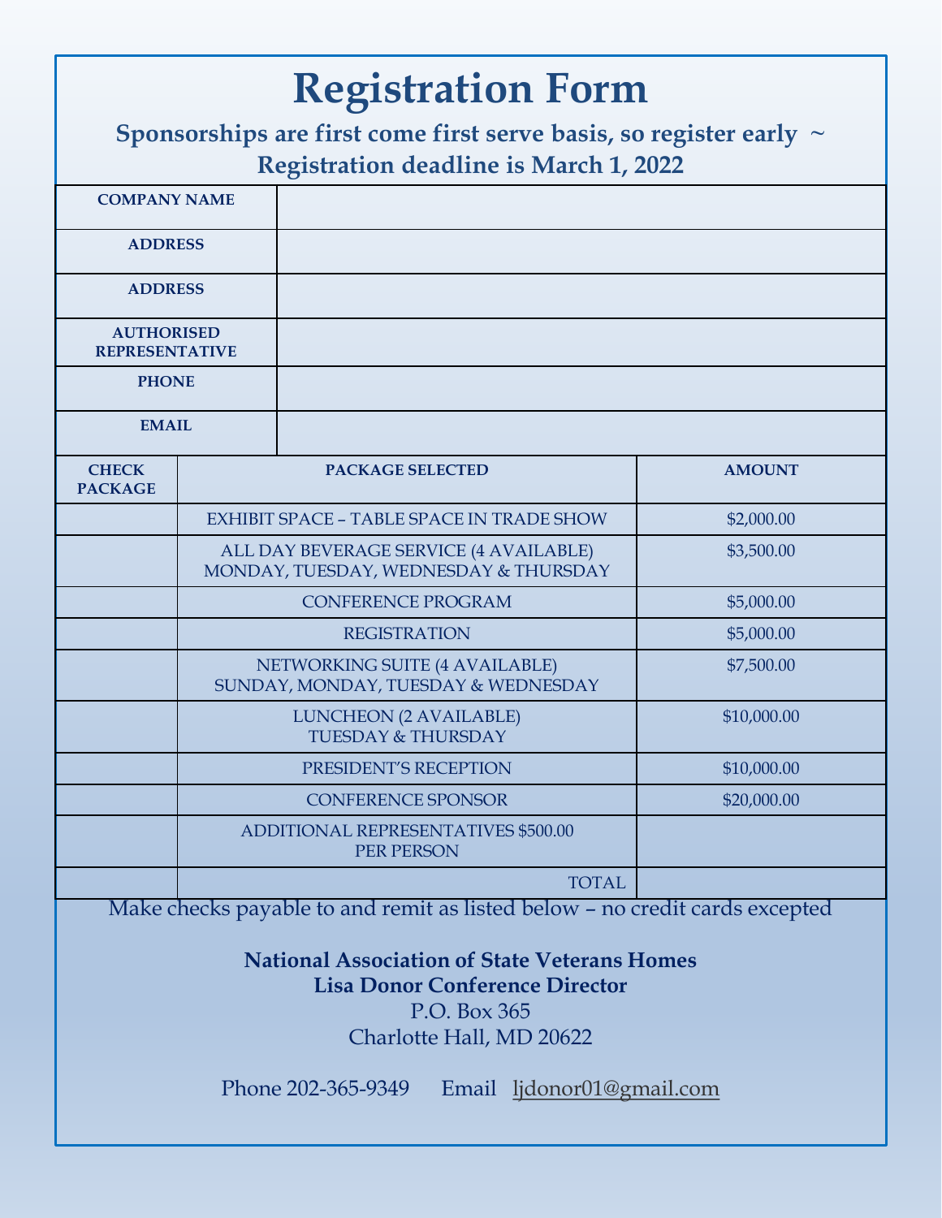# Registration Form

**Sponsorships are first come first serve basis, so register early ~ Registration deadline is March 1, 2022**

| | |
|---|---|
| **COMPANY NAME** | |
| **ADDRESS** | |
| **ADDRESS** | |
| **AUTHORISED REPRESENTATIVE** | |
| **PHONE** | |
| **EMAIL** | |

| **CHECK PACKAGE** | **PACKAGE SELECTED** | **AMOUNT** |
|---|---|---|
| | EXHIBIT SPACE – TABLE SPACE IN TRADE SHOW | $2,000.00 |
| | ALL DAY BEVERAGE SERVICE (4 AVAILABLE) MONDAY, TUESDAY, WEDNESDAY & THURSDAY | $3,500.00 |
| | CONFERENCE PROGRAM | $5,000.00 |
| | REGISTRATION | $5,000.00 |
| | NETWORKING SUITE (4 AVAILABLE) SUNDAY, MONDAY, TUESDAY & WEDNESDAY | $7,500.00 |
| | LUNCHEON (2 AVAILABLE) TUESDAY & THURSDAY | $10,000.00 |
| | PRESIDENT'S RECEPTION | $10,000.00 |
| | CONFERENCE SPONSOR | $20,000.00 |
| | ADDITIONAL REPRESENTATIVES $500.00 PER PERSON | |
| | TOTAL | |

Make checks payable to and remit as listed below – no credit cards excepted

**National Association of State Veterans Homes**
**Lisa Donor Conference Director**
P.O. Box 365
Charlotte Hall, MD 20622

Phone 202-365-9349 Email ljdonor01@gmail.com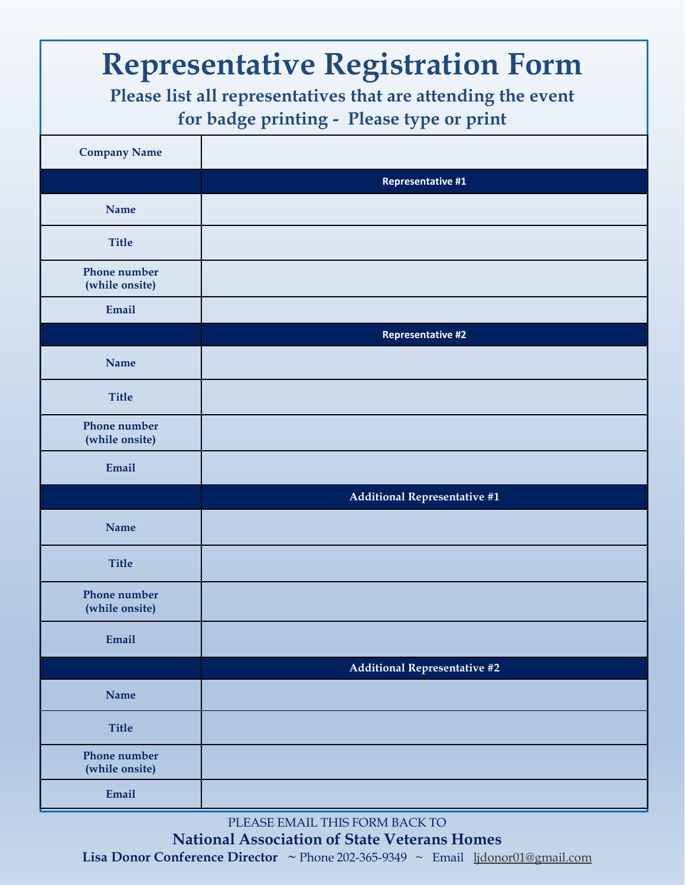# Representative Registration Form

## Please list all representatives that are attending the event for badge printing - Please type or print

| | |
|---|---|
| **Company Name** | |
| | **Representative #1** |
| **Name** | |
| **Title** | |
| **Phone number (while onsite)** | |
| **Email** | |
| | **Representative #2** |
| **Name** | |
| **Title** | |
| **Phone number (while onsite)** | |
| **Email** | |
| | **Additional Representative #1** |
| **Name** | |
| **Title** | |
| **Phone number (while onsite)** | |
| **Email** | |
| | **Additional Representative #2** |
| **Name** | |
| **Title** | |
| **Phone number (while onsite)** | |
| **Email** | |

PLEASE EMAIL THIS FORM BACK TO

**National Association of State Veterans Homes**

**Lisa Donor Conference Director** ~ Phone 202-365-9349 ~ Email ljdonor01@gmail.com